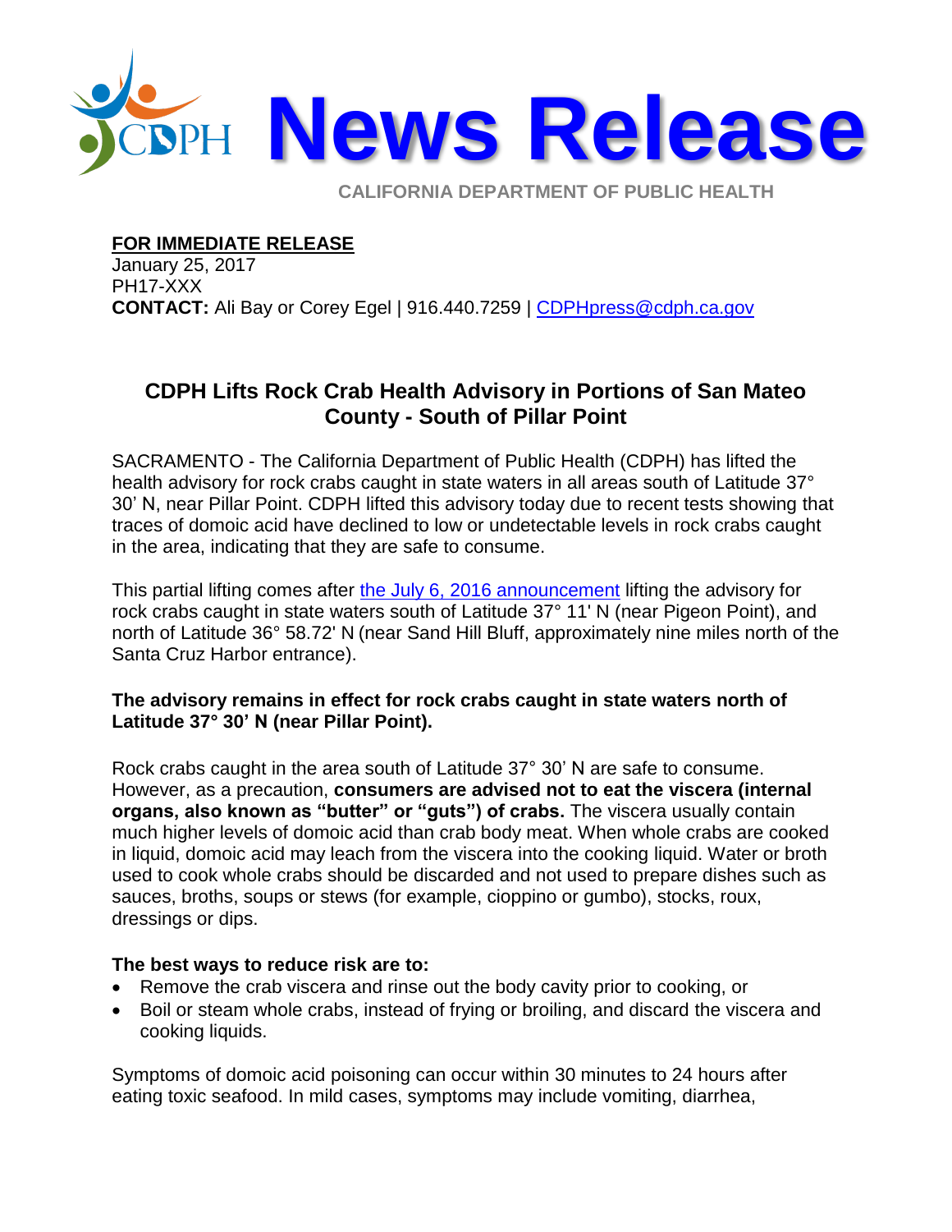# News Release

CALIFORNIA DEPARTMENT OF PUBLIC HEALTH

**FOR IMMEDIATE RELEASE**
January 25, 2017
PH17-XXX
**CONTACT:** Ali Bay or Corey Egel | 916.440.7259 | [CDPHpress@cdph.ca.gov](mailto:CDPHpress@cdph.ca.gov)

## CDPH Lifts Rock Crab Health Advisory in Portions of San Mateo County - South of Pillar Point

SACRAMENTO - The California Department of Public Health (CDPH) has lifted the health advisory for rock crabs caught in state waters in all areas south of Latitude 37° 30' N, near Pillar Point. CDPH lifted this advisory today due to recent tests showing that traces of domoic acid have declined to low or undetectable levels in rock crabs caught in the area, indicating that they are safe to consume.

This partial lifting comes after [the July 6, 2016 announcement](#) lifting the advisory for rock crabs caught in state waters south of Latitude 37° 11' N (near Pigeon Point), and north of Latitude 36° 58.72' N (near Sand Hill Bluff, approximately nine miles north of the Santa Cruz Harbor entrance).

**The advisory remains in effect for rock crabs caught in state waters north of Latitude 37° 30' N (near Pillar Point).**

Rock crabs caught in the area south of Latitude 37° 30' N are safe to consume. However, as a precaution, **consumers are advised not to eat the viscera (internal organs, also known as "butter" or "guts") of crabs.** The viscera usually contain much higher levels of domoic acid than crab body meat. When whole crabs are cooked in liquid, domoic acid may leach from the viscera into the cooking liquid. Water or broth used to cook whole crabs should be discarded and not used to prepare dishes such as sauces, broths, soups or stews (for example, cioppino or gumbo), stocks, roux, dressings or dips.

**The best ways to reduce risk are to:**

- Remove the crab viscera and rinse out the body cavity prior to cooking, or
- Boil or steam whole crabs, instead of frying or broiling, and discard the viscera and cooking liquids.

Symptoms of domoic acid poisoning can occur within 30 minutes to 24 hours after eating toxic seafood. In mild cases, symptoms may include vomiting, diarrhea,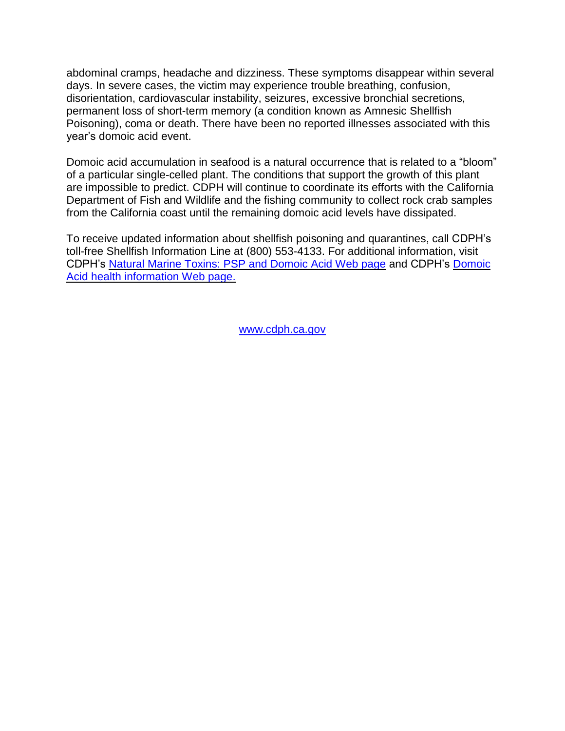abdominal cramps, headache and dizziness. These symptoms disappear within several days. In severe cases, the victim may experience trouble breathing, confusion, disorientation, cardiovascular instability, seizures, excessive bronchial secretions, permanent loss of short-term memory (a condition known as Amnesic Shellfish Poisoning), coma or death. There have been no reported illnesses associated with this year's domoic acid event.

Domoic acid accumulation in seafood is a natural occurrence that is related to a "bloom" of a particular single-celled plant. The conditions that support the growth of this plant are impossible to predict. CDPH will continue to coordinate its efforts with the California Department of Fish and Wildlife and the fishing community to collect rock crab samples from the California coast until the remaining domoic acid levels have dissipated.

To receive updated information about shellfish poisoning and quarantines, call CDPH's toll-free Shellfish Information Line at (800) 553-4133. For additional information, visit CDPH's Natural Marine Toxins: PSP and Domoic Acid Web page and CDPH's Domoic Acid health information Web page.

www.cdph.ca.gov